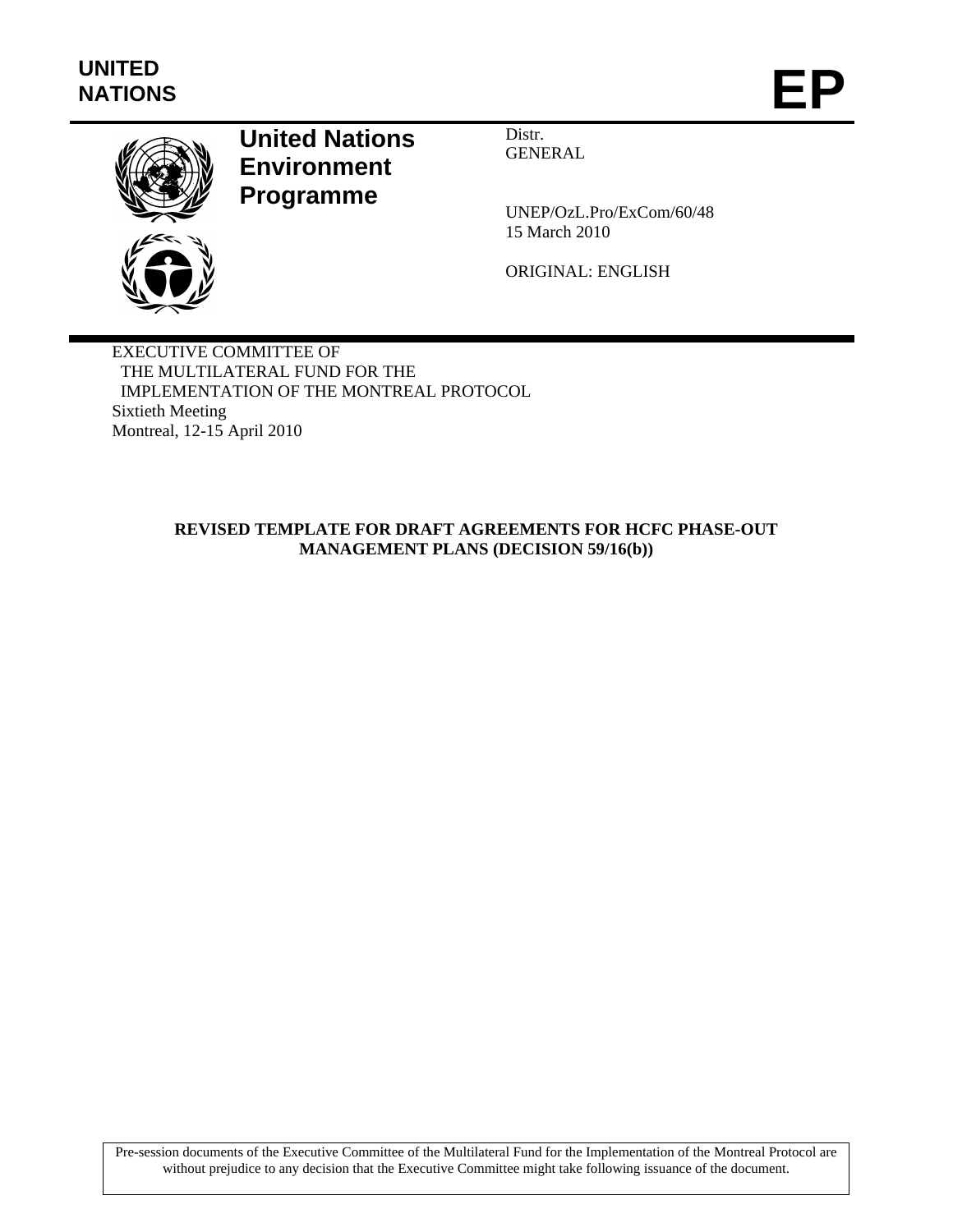**UNITED NATIONS**

**EP**

**United Nations Environment Programme**

Distr.
GENERAL

UNEP/OzL.Pro/ExCom/60/48
15 March 2010

ORIGINAL: ENGLISH

EXECUTIVE COMMITTEE OF
THE MULTILATERAL FUND FOR THE
IMPLEMENTATION OF THE MONTREAL PROTOCOL
Sixtieth Meeting
Montreal, 12-15 April 2010

**REVISED TEMPLATE FOR DRAFT AGREEMENTS FOR HCFC PHASE-OUT MANAGEMENT PLANS (DECISION 59/16(b))**

Pre-session documents of the Executive Committee of the Multilateral Fund for the Implementation of the Montreal Protocol are without prejudice to any decision that the Executive Committee might take following issuance of the document.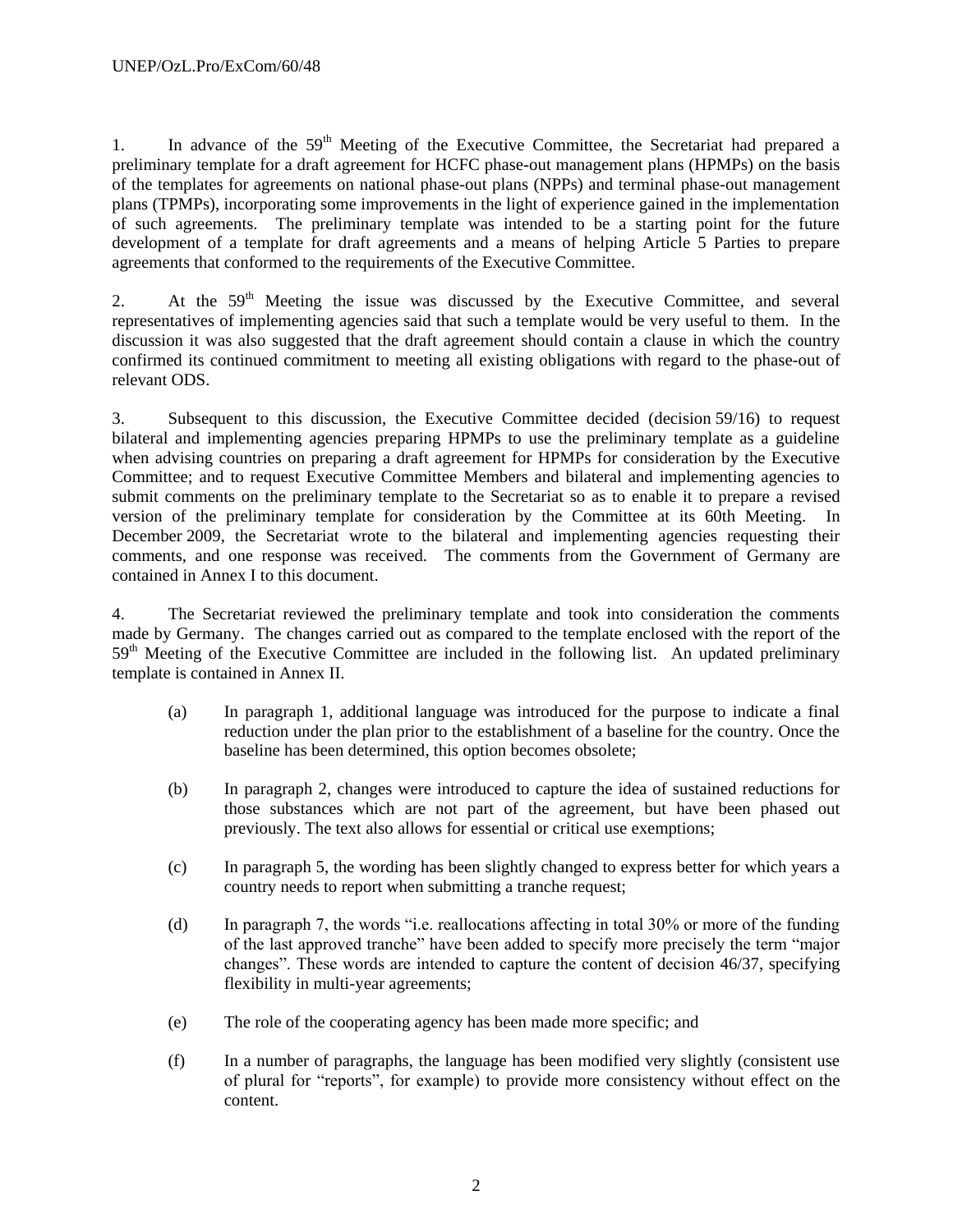1. In advance of the 59th Meeting of the Executive Committee, the Secretariat had prepared a preliminary template for a draft agreement for HCFC phase-out management plans (HPMPs) on the basis of the templates for agreements on national phase-out plans (NPPs) and terminal phase-out management plans (TPMPs), incorporating some improvements in the light of experience gained in the implementation of such agreements. The preliminary template was intended to be a starting point for the future development of a template for draft agreements and a means of helping Article 5 Parties to prepare agreements that conformed to the requirements of the Executive Committee.

2. At the 59th Meeting the issue was discussed by the Executive Committee, and several representatives of implementing agencies said that such a template would be very useful to them. In the discussion it was also suggested that the draft agreement should contain a clause in which the country confirmed its continued commitment to meeting all existing obligations with regard to the phase-out of relevant ODS.

3. Subsequent to this discussion, the Executive Committee decided (decision 59/16) to request bilateral and implementing agencies preparing HPMPs to use the preliminary template as a guideline when advising countries on preparing a draft agreement for HPMPs for consideration by the Executive Committee; and to request Executive Committee Members and bilateral and implementing agencies to submit comments on the preliminary template to the Secretariat so as to enable it to prepare a revised version of the preliminary template for consideration by the Committee at its 60th Meeting. In December 2009, the Secretariat wrote to the bilateral and implementing agencies requesting their comments, and one response was received. The comments from the Government of Germany are contained in Annex I to this document.

4. The Secretariat reviewed the preliminary template and took into consideration the comments made by Germany. The changes carried out as compared to the template enclosed with the report of the 59th Meeting of the Executive Committee are included in the following list. An updated preliminary template is contained in Annex II.

(a) In paragraph 1, additional language was introduced for the purpose to indicate a final reduction under the plan prior to the establishment of a baseline for the country. Once the baseline has been determined, this option becomes obsolete;

(b) In paragraph 2, changes were introduced to capture the idea of sustained reductions for those substances which are not part of the agreement, but have been phased out previously. The text also allows for essential or critical use exemptions;

(c) In paragraph 5, the wording has been slightly changed to express better for which years a country needs to report when submitting a tranche request;

(d) In paragraph 7, the words "i.e. reallocations affecting in total 30% or more of the funding of the last approved tranche" have been added to specify more precisely the term "major changes". These words are intended to capture the content of decision 46/37, specifying flexibility in multi-year agreements;

(e) The role of the cooperating agency has been made more specific; and

(f) In a number of paragraphs, the language has been modified very slightly (consistent use of plural for "reports", for example) to provide more consistency without effect on the content.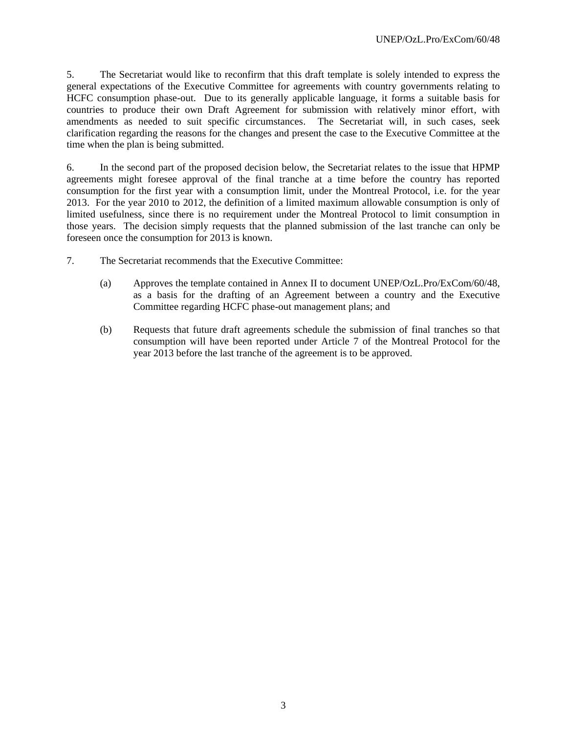5. The Secretariat would like to reconfirm that this draft template is solely intended to express the general expectations of the Executive Committee for agreements with country governments relating to HCFC consumption phase-out. Due to its generally applicable language, it forms a suitable basis for countries to produce their own Draft Agreement for submission with relatively minor effort, with amendments as needed to suit specific circumstances. The Secretariat will, in such cases, seek clarification regarding the reasons for the changes and present the case to the Executive Committee at the time when the plan is being submitted.

6. In the second part of the proposed decision below, the Secretariat relates to the issue that HPMP agreements might foresee approval of the final tranche at a time before the country has reported consumption for the first year with a consumption limit, under the Montreal Protocol, i.e. for the year 2013. For the year 2010 to 2012, the definition of a limited maximum allowable consumption is only of limited usefulness, since there is no requirement under the Montreal Protocol to limit consumption in those years. The decision simply requests that the planned submission of the last tranche can only be foreseen once the consumption for 2013 is known.

7. The Secretariat recommends that the Executive Committee:

(a) Approves the template contained in Annex II to document UNEP/OzL.Pro/ExCom/60/48, as a basis for the drafting of an Agreement between a country and the Executive Committee regarding HCFC phase-out management plans; and

(b) Requests that future draft agreements schedule the submission of final tranches so that consumption will have been reported under Article 7 of the Montreal Protocol for the year 2013 before the last tranche of the agreement is to be approved.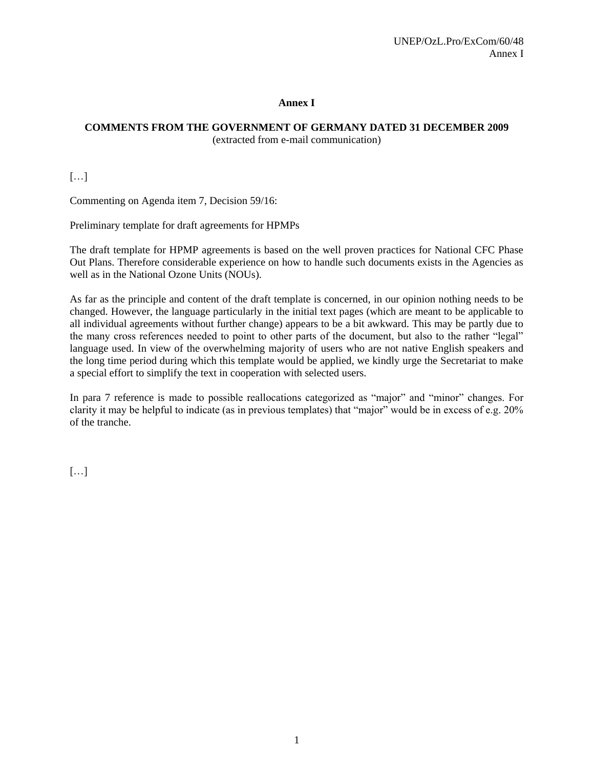# Annex I

## COMMENTS FROM THE GOVERNMENT OF GERMANY DATED 31 DECEMBER 2009

(extracted from e-mail communication)

[…]

Commenting on Agenda item 7, Decision 59/16:

Preliminary template for draft agreements for HPMPs

The draft template for HPMP agreements is based on the well proven practices for National CFC Phase Out Plans. Therefore considerable experience on how to handle such documents exists in the Agencies as well as in the National Ozone Units (NOUs).

As far as the principle and content of the draft template is concerned, in our opinion nothing needs to be changed. However, the language particularly in the initial text pages (which are meant to be applicable to all individual agreements without further change) appears to be a bit awkward. This may be partly due to the many cross references needed to point to other parts of the document, but also to the rather "legal" language used. In view of the overwhelming majority of users who are not native English speakers and the long time period during which this template would be applied, we kindly urge the Secretariat to make a special effort to simplify the text in cooperation with selected users.

In para 7 reference is made to possible reallocations categorized as "major" and "minor" changes. For clarity it may be helpful to indicate (as in previous templates) that "major" would be in excess of e.g. 20% of the tranche.

[…]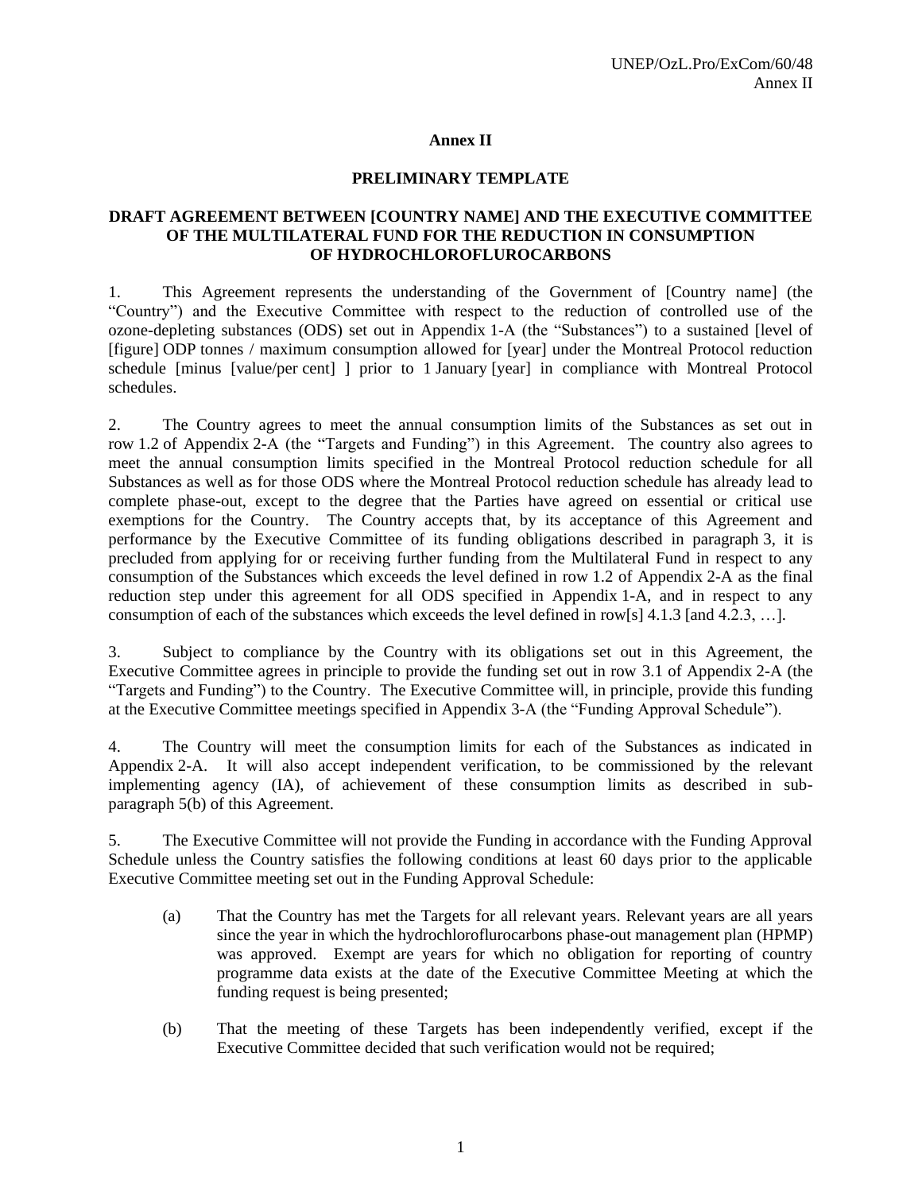# Annex II

## PRELIMINARY TEMPLATE

### DRAFT AGREEMENT BETWEEN [COUNTRY NAME] AND THE EXECUTIVE COMMITTEE OF THE MULTILATERAL FUND FOR THE REDUCTION IN CONSUMPTION OF HYDROCHLOROFLUROCARBONS

1. This Agreement represents the understanding of the Government of [Country name] (the "Country") and the Executive Committee with respect to the reduction of controlled use of the ozone-depleting substances (ODS) set out in Appendix 1-A (the "Substances") to a sustained [level of [figure] ODP tonnes / maximum consumption allowed for [year] under the Montreal Protocol reduction schedule [minus [value/per cent] ] prior to 1 January [year] in compliance with Montreal Protocol schedules.

2. The Country agrees to meet the annual consumption limits of the Substances as set out in row 1.2 of Appendix 2-A (the "Targets and Funding") in this Agreement. The country also agrees to meet the annual consumption limits specified in the Montreal Protocol reduction schedule for all Substances as well as for those ODS where the Montreal Protocol reduction schedule has already lead to complete phase-out, except to the degree that the Parties have agreed on essential or critical use exemptions for the Country. The Country accepts that, by its acceptance of this Agreement and performance by the Executive Committee of its funding obligations described in paragraph 3, it is precluded from applying for or receiving further funding from the Multilateral Fund in respect to any consumption of the Substances which exceeds the level defined in row 1.2 of Appendix 2-A as the final reduction step under this agreement for all ODS specified in Appendix 1-A, and in respect to any consumption of each of the substances which exceeds the level defined in row[s] 4.1.3 [and 4.2.3, …].

3. Subject to compliance by the Country with its obligations set out in this Agreement, the Executive Committee agrees in principle to provide the funding set out in row 3.1 of Appendix 2-A (the "Targets and Funding") to the Country. The Executive Committee will, in principle, provide this funding at the Executive Committee meetings specified in Appendix 3-A (the "Funding Approval Schedule").

4. The Country will meet the consumption limits for each of the Substances as indicated in Appendix 2-A. It will also accept independent verification, to be commissioned by the relevant implementing agency (IA), of achievement of these consumption limits as described in sub-paragraph 5(b) of this Agreement.

5. The Executive Committee will not provide the Funding in accordance with the Funding Approval Schedule unless the Country satisfies the following conditions at least 60 days prior to the applicable Executive Committee meeting set out in the Funding Approval Schedule:

   (a) That the Country has met the Targets for all relevant years. Relevant years are all years since the year in which the hydrochloroflurocarbons phase-out management plan (HPMP) was approved. Exempt are years for which no obligation for reporting of country programme data exists at the date of the Executive Committee Meeting at which the funding request is being presented;

   (b) That the meeting of these Targets has been independently verified, except if the Executive Committee decided that such verification would not be required;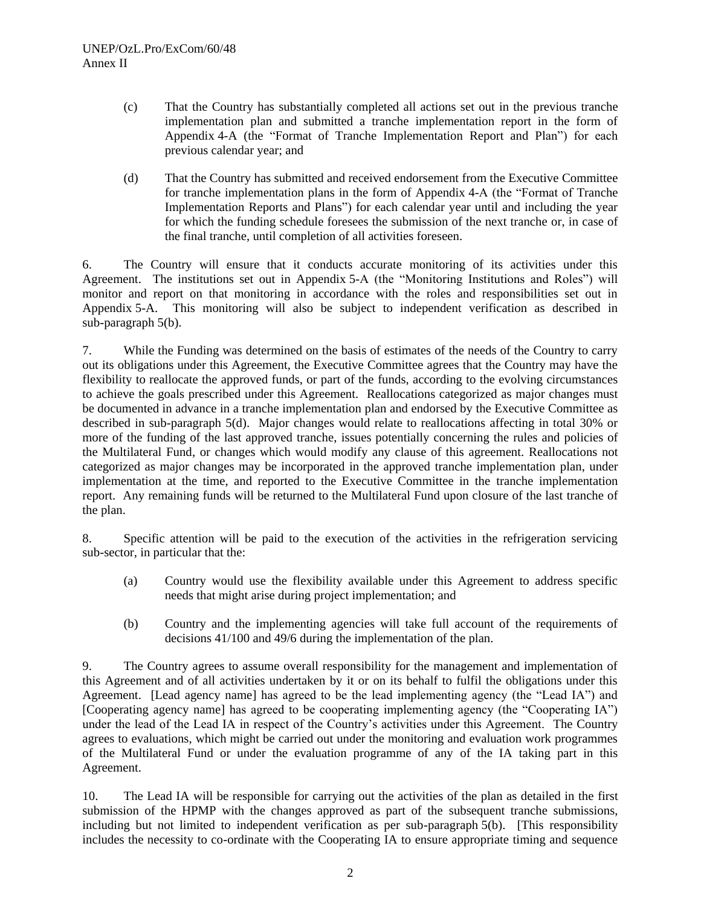(c) That the Country has substantially completed all actions set out in the previous tranche implementation plan and submitted a tranche implementation report in the form of Appendix 4-A (the "Format of Tranche Implementation Report and Plan") for each previous calendar year; and

(d) That the Country has submitted and received endorsement from the Executive Committee for tranche implementation plans in the form of Appendix 4-A (the "Format of Tranche Implementation Reports and Plans") for each calendar year until and including the year for which the funding schedule foresees the submission of the next tranche or, in case of the final tranche, until completion of all activities foreseen.

6. The Country will ensure that it conducts accurate monitoring of its activities under this Agreement. The institutions set out in Appendix 5-A (the "Monitoring Institutions and Roles") will monitor and report on that monitoring in accordance with the roles and responsibilities set out in Appendix 5-A. This monitoring will also be subject to independent verification as described in sub-paragraph 5(b).

7. While the Funding was determined on the basis of estimates of the needs of the Country to carry out its obligations under this Agreement, the Executive Committee agrees that the Country may have the flexibility to reallocate the approved funds, or part of the funds, according to the evolving circumstances to achieve the goals prescribed under this Agreement. Reallocations categorized as major changes must be documented in advance in a tranche implementation plan and endorsed by the Executive Committee as described in sub-paragraph 5(d). Major changes would relate to reallocations affecting in total 30% or more of the funding of the last approved tranche, issues potentially concerning the rules and policies of the Multilateral Fund, or changes which would modify any clause of this agreement. Reallocations not categorized as major changes may be incorporated in the approved tranche implementation plan, under implementation at the time, and reported to the Executive Committee in the tranche implementation report. Any remaining funds will be returned to the Multilateral Fund upon closure of the last tranche of the plan.

8. Specific attention will be paid to the execution of the activities in the refrigeration servicing sub-sector, in particular that the:

(a) Country would use the flexibility available under this Agreement to address specific needs that might arise during project implementation; and

(b) Country and the implementing agencies will take full account of the requirements of decisions 41/100 and 49/6 during the implementation of the plan.

9. The Country agrees to assume overall responsibility for the management and implementation of this Agreement and of all activities undertaken by it or on its behalf to fulfil the obligations under this Agreement. [Lead agency name] has agreed to be the lead implementing agency (the "Lead IA") and [Cooperating agency name] has agreed to be cooperating implementing agency (the "Cooperating IA") under the lead of the Lead IA in respect of the Country's activities under this Agreement. The Country agrees to evaluations, which might be carried out under the monitoring and evaluation work programmes of the Multilateral Fund or under the evaluation programme of any of the IA taking part in this Agreement.

10. The Lead IA will be responsible for carrying out the activities of the plan as detailed in the first submission of the HPMP with the changes approved as part of the subsequent tranche submissions, including but not limited to independent verification as per sub-paragraph 5(b). [This responsibility includes the necessity to co-ordinate with the Cooperating IA to ensure appropriate timing and sequence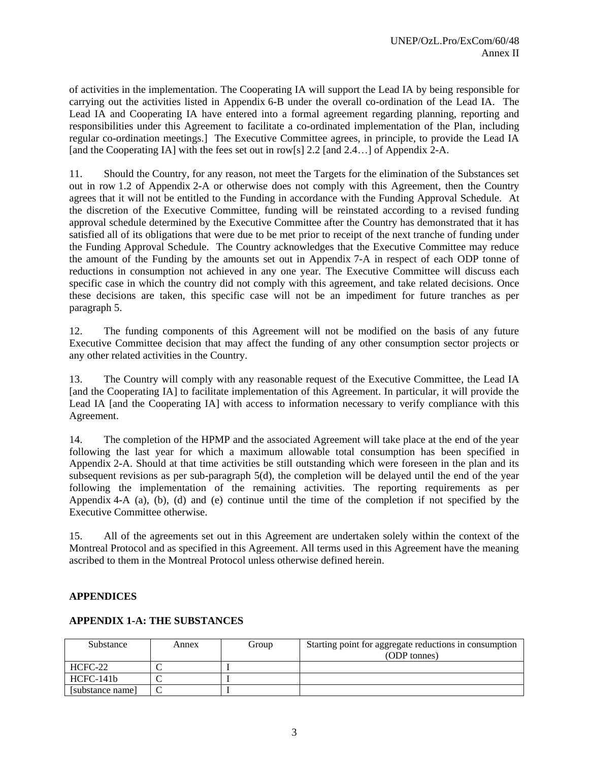of activities in the implementation. The Cooperating IA will support the Lead IA by being responsible for carrying out the activities listed in Appendix 6-B under the overall co-ordination of the Lead IA. The Lead IA and Cooperating IA have entered into a formal agreement regarding planning, reporting and responsibilities under this Agreement to facilitate a co-ordinated implementation of the Plan, including regular co-ordination meetings.] The Executive Committee agrees, in principle, to provide the Lead IA [and the Cooperating IA] with the fees set out in row[s] 2.2 [and 2.4…] of Appendix 2-A.

11. Should the Country, for any reason, not meet the Targets for the elimination of the Substances set out in row 1.2 of Appendix 2-A or otherwise does not comply with this Agreement, then the Country agrees that it will not be entitled to the Funding in accordance with the Funding Approval Schedule. At the discretion of the Executive Committee, funding will be reinstated according to a revised funding approval schedule determined by the Executive Committee after the Country has demonstrated that it has satisfied all of its obligations that were due to be met prior to receipt of the next tranche of funding under the Funding Approval Schedule. The Country acknowledges that the Executive Committee may reduce the amount of the Funding by the amounts set out in Appendix 7-A in respect of each ODP tonne of reductions in consumption not achieved in any one year. The Executive Committee will discuss each specific case in which the country did not comply with this agreement, and take related decisions. Once these decisions are taken, this specific case will not be an impediment for future tranches as per paragraph 5.

12. The funding components of this Agreement will not be modified on the basis of any future Executive Committee decision that may affect the funding of any other consumption sector projects or any other related activities in the Country.

13. The Country will comply with any reasonable request of the Executive Committee, the Lead IA [and the Cooperating IA] to facilitate implementation of this Agreement. In particular, it will provide the Lead IA [and the Cooperating IA] with access to information necessary to verify compliance with this Agreement.

14. The completion of the HPMP and the associated Agreement will take place at the end of the year following the last year for which a maximum allowable total consumption has been specified in Appendix 2-A. Should at that time activities be still outstanding which were foreseen in the plan and its subsequent revisions as per sub-paragraph 5(d), the completion will be delayed until the end of the year following the implementation of the remaining activities. The reporting requirements as per Appendix 4-A (a), (b), (d) and (e) continue until the time of the completion if not specified by the Executive Committee otherwise.

15. All of the agreements set out in this Agreement are undertaken solely within the context of the Montreal Protocol and as specified in this Agreement. All terms used in this Agreement have the meaning ascribed to them in the Montreal Protocol unless otherwise defined herein.

## APPENDICES

### APPENDIX 1-A: THE SUBSTANCES

| Substance | Annex | Group | Starting point for aggregate reductions in consumption (ODP tonnes) |
|---|---|---|---|
| HCFC-22 | C | I | |
| HCFC-141b | C | I | |
| [substance name] | C | I | |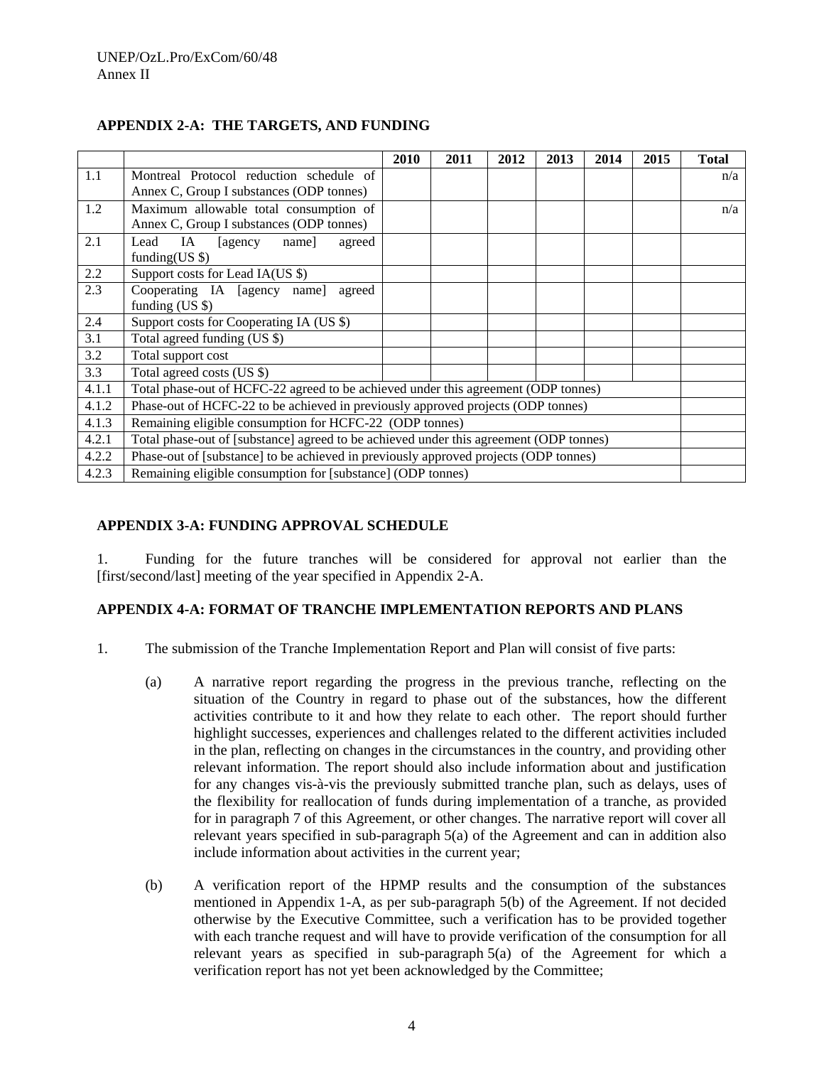### APPENDIX 2-A: THE TARGETS, AND FUNDING

| | | 2010 | 2011 | 2012 | 2013 | 2014 | 2015 | Total |
|---|---|---|---|---|---|---|---|---|
| 1.1 | Montreal Protocol reduction schedule of Annex C, Group I substances (ODP tonnes) | | | | | | | n/a |
| 1.2 | Maximum allowable total consumption of Annex C, Group I substances (ODP tonnes) | | | | | | | n/a |
| 2.1 | Lead IA [agency name] agreed funding(US $) | | | | | | | |
| 2.2 | Support costs for Lead IA(US $) | | | | | | | |
| 2.3 | Cooperating IA [agency name] agreed funding (US $) | | | | | | | |
| 2.4 | Support costs for Cooperating IA (US $) | | | | | | | |
| 3.1 | Total agreed funding (US $) | | | | | | | |
| 3.2 | Total support cost | | | | | | | |
| 3.3 | Total agreed costs (US $) | | | | | | | |
| 4.1.1 | Total phase-out of HCFC-22 agreed to be achieved under this agreement (ODP tonnes) | | | | | | | |
| 4.1.2 | Phase-out of HCFC-22 to be achieved in previously approved projects (ODP tonnes) | | | | | | | |
| 4.1.3 | Remaining eligible consumption for HCFC-22 (ODP tonnes) | | | | | | | |
| 4.2.1 | Total phase-out of [substance] agreed to be achieved under this agreement (ODP tonnes) | | | | | | | |
| 4.2.2 | Phase-out of [substance] to be achieved in previously approved projects (ODP tonnes) | | | | | | | |
| 4.2.3 | Remaining eligible consumption for [substance] (ODP tonnes) | | | | | | | |

### APPENDIX 3-A: FUNDING APPROVAL SCHEDULE

1. Funding for the future tranches will be considered for approval not earlier than the [first/second/last] meeting of the year specified in Appendix 2-A.

### APPENDIX 4-A: FORMAT OF TRANCHE IMPLEMENTATION REPORTS AND PLANS

1. The submission of the Tranche Implementation Report and Plan will consist of five parts:

   (a) A narrative report regarding the progress in the previous tranche, reflecting on the situation of the Country in regard to phase out of the substances, how the different activities contribute to it and how they relate to each other. The report should further highlight successes, experiences and challenges related to the different activities included in the plan, reflecting on changes in the circumstances in the country, and providing other relevant information. The report should also include information about and justification for any changes vis-à-vis the previously submitted tranche plan, such as delays, uses of the flexibility for reallocation of funds during implementation of a tranche, as provided for in paragraph 7 of this Agreement, or other changes. The narrative report will cover all relevant years specified in sub-paragraph 5(a) of the Agreement and can in addition also include information about activities in the current year;

   (b) A verification report of the HPMP results and the consumption of the substances mentioned in Appendix 1-A, as per sub-paragraph 5(b) of the Agreement. If not decided otherwise by the Executive Committee, such a verification has to be provided together with each tranche request and will have to provide verification of the consumption for all relevant years as specified in sub-paragraph 5(a) of the Agreement for which a verification report has not yet been acknowledged by the Committee;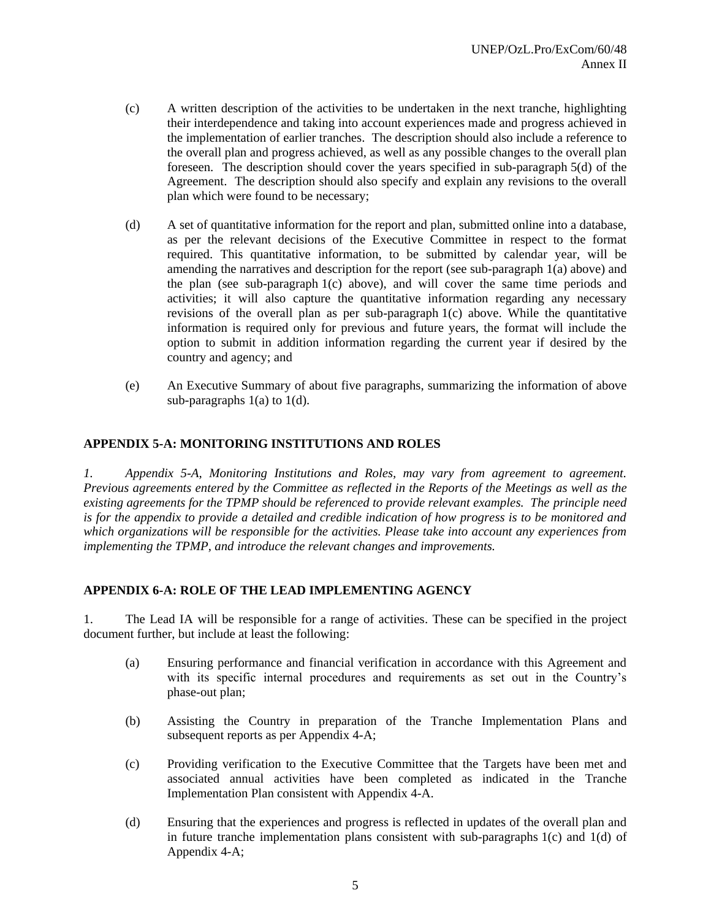(c) A written description of the activities to be undertaken in the next tranche, highlighting their interdependence and taking into account experiences made and progress achieved in the implementation of earlier tranches. The description should also include a reference to the overall plan and progress achieved, as well as any possible changes to the overall plan foreseen. The description should cover the years specified in sub-paragraph 5(d) of the Agreement. The description should also specify and explain any revisions to the overall plan which were found to be necessary;

(d) A set of quantitative information for the report and plan, submitted online into a database, as per the relevant decisions of the Executive Committee in respect to the format required. This quantitative information, to be submitted by calendar year, will be amending the narratives and description for the report (see sub-paragraph 1(a) above) and the plan (see sub-paragraph 1(c) above), and will cover the same time periods and activities; it will also capture the quantitative information regarding any necessary revisions of the overall plan as per sub-paragraph 1(c) above. While the quantitative information is required only for previous and future years, the format will include the option to submit in addition information regarding the current year if desired by the country and agency; and

(e) An Executive Summary of about five paragraphs, summarizing the information of above sub-paragraphs 1(a) to 1(d).

**APPENDIX 5-A: MONITORING INSTITUTIONS AND ROLES**

*1. Appendix 5-A, Monitoring Institutions and Roles, may vary from agreement to agreement. Previous agreements entered by the Committee as reflected in the Reports of the Meetings as well as the existing agreements for the TPMP should be referenced to provide relevant examples. The principle need is for the appendix to provide a detailed and credible indication of how progress is to be monitored and which organizations will be responsible for the activities. Please take into account any experiences from implementing the TPMP, and introduce the relevant changes and improvements.*

**APPENDIX 6-A: ROLE OF THE LEAD IMPLEMENTING AGENCY**

1. The Lead IA will be responsible for a range of activities. These can be specified in the project document further, but include at least the following:

(a) Ensuring performance and financial verification in accordance with this Agreement and with its specific internal procedures and requirements as set out in the Country's phase-out plan;

(b) Assisting the Country in preparation of the Tranche Implementation Plans and subsequent reports as per Appendix 4-A;

(c) Providing verification to the Executive Committee that the Targets have been met and associated annual activities have been completed as indicated in the Tranche Implementation Plan consistent with Appendix 4-A.

(d) Ensuring that the experiences and progress is reflected in updates of the overall plan and in future tranche implementation plans consistent with sub-paragraphs 1(c) and 1(d) of Appendix 4-A;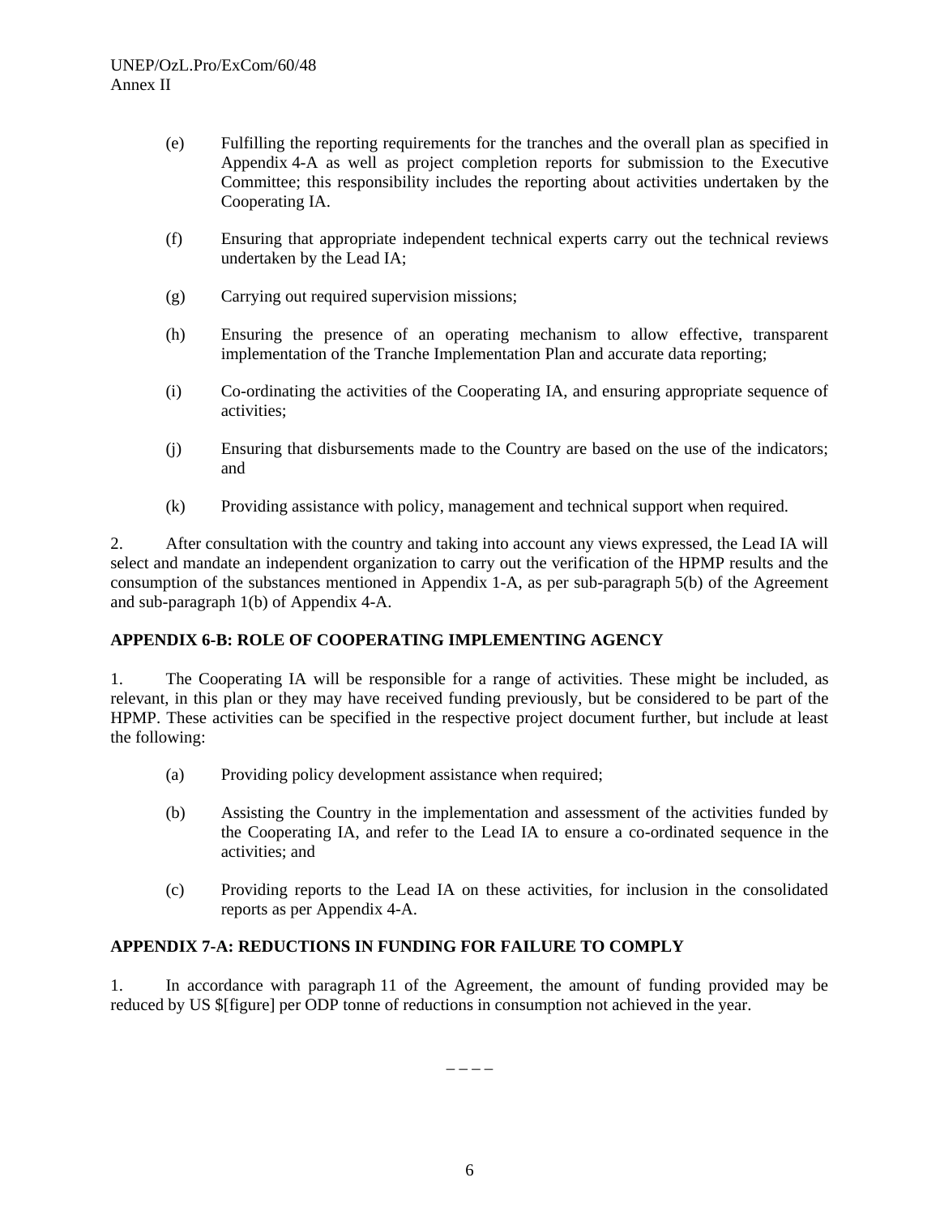(e) Fulfilling the reporting requirements for the tranches and the overall plan as specified in Appendix 4-A as well as project completion reports for submission to the Executive Committee; this responsibility includes the reporting about activities undertaken by the Cooperating IA.

(f) Ensuring that appropriate independent technical experts carry out the technical reviews undertaken by the Lead IA;

(g) Carrying out required supervision missions;

(h) Ensuring the presence of an operating mechanism to allow effective, transparent implementation of the Tranche Implementation Plan and accurate data reporting;

(i) Co-ordinating the activities of the Cooperating IA, and ensuring appropriate sequence of activities;

(j) Ensuring that disbursements made to the Country are based on the use of the indicators; and

(k) Providing assistance with policy, management and technical support when required.

2. After consultation with the country and taking into account any views expressed, the Lead IA will select and mandate an independent organization to carry out the verification of the HPMP results and the consumption of the substances mentioned in Appendix 1-A, as per sub-paragraph 5(b) of the Agreement and sub-paragraph 1(b) of Appendix 4-A.

**APPENDIX 6-B: ROLE OF COOPERATING IMPLEMENTING AGENCY**

1. The Cooperating IA will be responsible for a range of activities. These might be included, as relevant, in this plan or they may have received funding previously, but be considered to be part of the HPMP. These activities can be specified in the respective project document further, but include at least the following:

(a) Providing policy development assistance when required;

(b) Assisting the Country in the implementation and assessment of the activities funded by the Cooperating IA, and refer to the Lead IA to ensure a co-ordinated sequence in the activities; and

(c) Providing reports to the Lead IA on these activities, for inclusion in the consolidated reports as per Appendix 4-A.

**APPENDIX 7-A: REDUCTIONS IN FUNDING FOR FAILURE TO COMPLY**

1. In accordance with paragraph 11 of the Agreement, the amount of funding provided may be reduced by US $[figure] per ODP tonne of reductions in consumption not achieved in the year.

– – – –